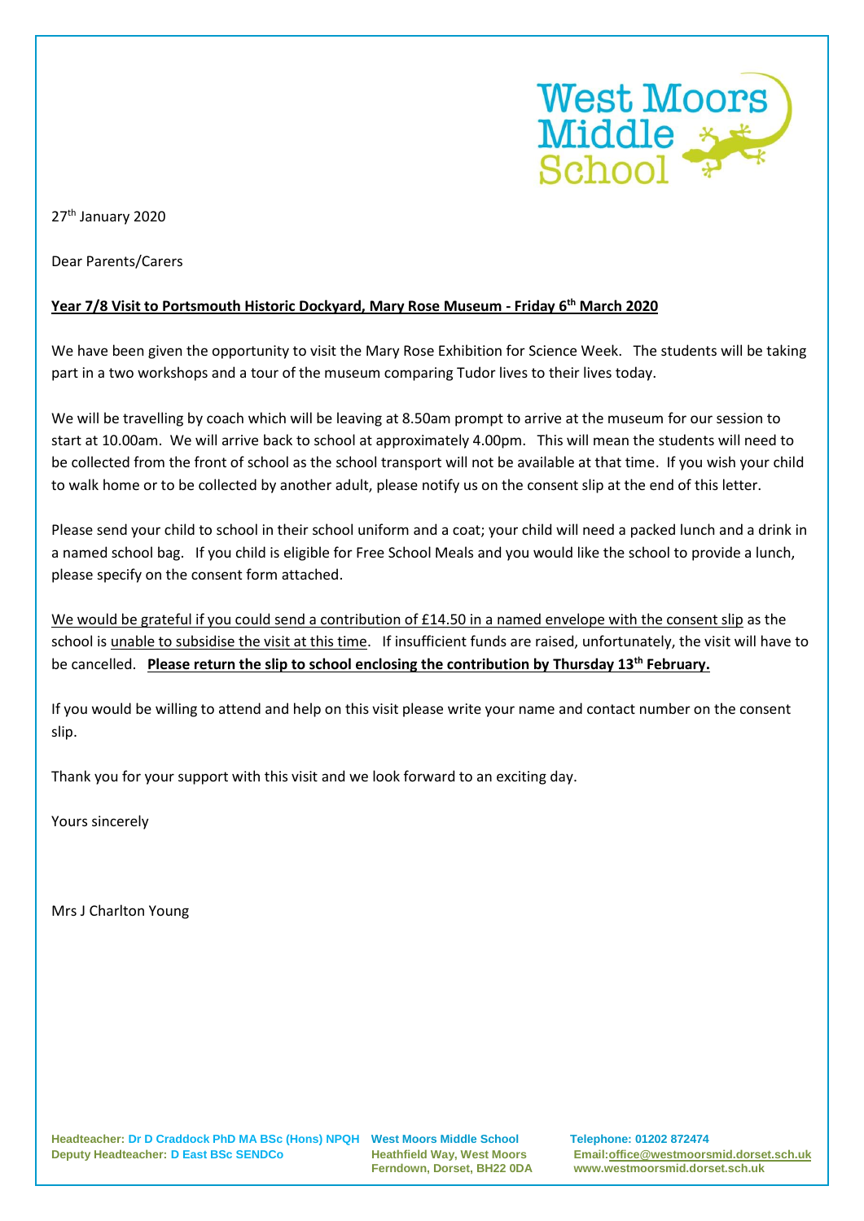West Moors Middle School

27th January 2020

Dear Parents/Carers

**Year 7/8 Visit to Portsmouth Historic Dockyard, Mary Rose Museum - Friday 6th March 2020**

We have been given the opportunity to visit the Mary Rose Exhibition for Science Week. The students will be taking part in a two workshops and a tour of the museum comparing Tudor lives to their lives today.

We will be travelling by coach which will be leaving at 8.50am prompt to arrive at the museum for our session to start at 10.00am. We will arrive back to school at approximately 4.00pm. This will mean the students will need to be collected from the front of school as the school transport will not be available at that time. If you wish your child to walk home or to be collected by another adult, please notify us on the consent slip at the end of this letter.

Please send your child to school in their school uniform and a coat; your child will need a packed lunch and a drink in a named school bag. If you child is eligible for Free School Meals and you would like the school to provide a lunch, please specify on the consent form attached.

We would be grateful if you could send a contribution of £14.50 in a named envelope with the consent slip as the school is unable to subsidise the visit at this time. If insufficient funds are raised, unfortunately, the visit will have to be cancelled. **Please return the slip to school enclosing the contribution by Thursday 13th February.**

If you would be willing to attend and help on this visit please write your name and contact number on the consent slip.

Thank you for your support with this visit and we look forward to an exciting day.

Yours sincerely

Mrs J Charlton Young

Headteacher: Dr D Craddock PhD MA BSc (Hons) NPQH
Deputy Headteacher: D East BSc SENDCo

West Moors Middle School
Heathfield Way, West Moors
Ferndown, Dorset, BH22 0DA

Telephone: 01202 872474
Email: office@westmoorsmid.dorset.sch.uk
www.westmoorsmid.dorset.sch.uk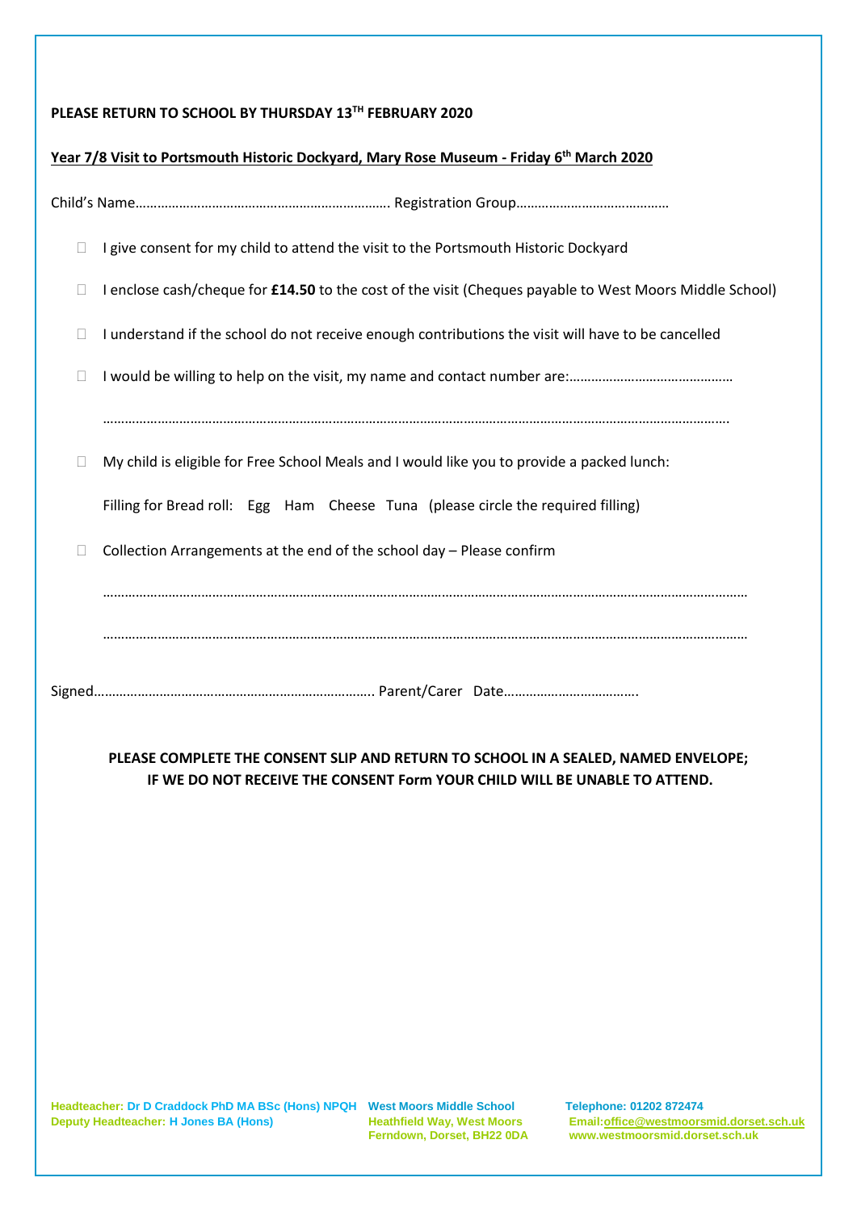**PLEASE RETURN TO SCHOOL BY THURSDAY 13TH FEBRUARY 2020**

**Year 7/8 Visit to Portsmouth Historic Dockyard, Mary Rose Museum - Friday 6th March 2020**

Child's Name…………………………………………………………… Registration Group……………………………………

- ☐ I give consent for my child to attend the visit to the Portsmouth Historic Dockyard
- ☐ I enclose cash/cheque for **£14.50** to the cost of the visit (Cheques payable to West Moors Middle School)
- ☐ I understand if the school do not receive enough contributions the visit will have to be cancelled
- ☐ I would be willing to help on the visit, my name and contact number are:………………………………………

  …………………………………………………………………………………………………………………………………………………
- ☐ My child is eligible for Free School Meals and I would like you to provide a packed lunch:

  Filling for Bread roll: Egg Ham Cheese Tuna (please circle the required filling)
- ☐ Collection Arrangements at the end of the school day – Please confirm

  …………………………………………………………………………………………………………………………………………………

  …………………………………………………………………………………………………………………………………………………

Signed…………………………………………………………………. Parent/Carer Date……………………………….

**PLEASE COMPLETE THE CONSENT SLIP AND RETURN TO SCHOOL IN A SEALED, NAMED ENVELOPE; IF WE DO NOT RECEIVE THE CONSENT Form YOUR CHILD WILL BE UNABLE TO ATTEND.**

Headteacher: Dr D Craddock PhD MA BSc (Hons) NPQH
Deputy Headteacher: H Jones BA (Hons)

West Moors Middle School
Heathfield Way, West Moors
Ferndown, Dorset, BH22 0DA

Telephone: 01202 872474
Email: office@westmoorsmid.dorset.sch.uk
www.westmoorsmid.dorset.sch.uk